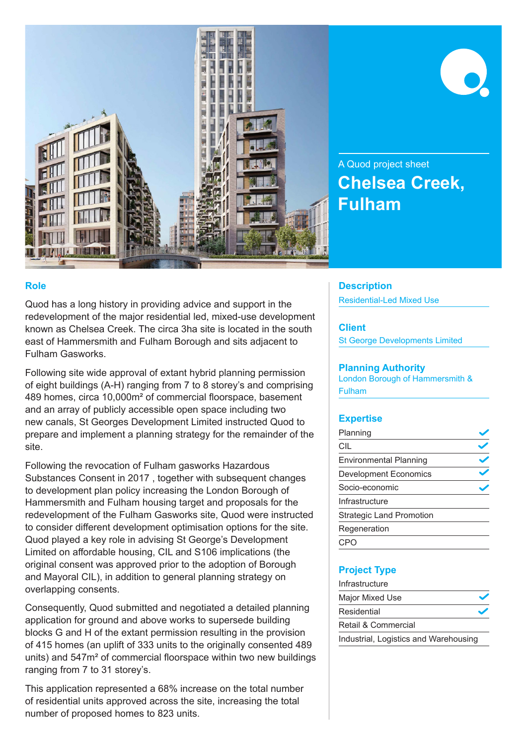A Quod project sheet

# Chelsea Creek, Fulham

## Role

Quod has a long history in providing advice and support in the redevelopment of the major residential led, mixed-use development known as Chelsea Creek. The circa 3ha site is located in the south east of Hammersmith and Fulham Borough and sits adjacent to Fulham Gasworks.

Following site wide approval of extant hybrid planning permission of eight buildings (A-H) ranging from 7 to 8 storey's and comprising 489 homes, circa 10,000m² of commercial floorspace, basement and an array of publicly accessible open space including two new canals, St Georges Development Limited instructed Quod to prepare and implement a planning strategy for the remainder of the site.

Following the revocation of Fulham gasworks Hazardous Substances Consent in 2017 , together with subsequent changes to development plan policy increasing the London Borough of Hammersmith and Fulham housing target and proposals for the redevelopment of the Fulham Gasworks site, Quod were instructed to consider different development optimisation options for the site. Quod played a key role in advising St George's Development Limited on affordable housing, CIL and S106 implications (the original consent was approved prior to the adoption of Borough and Mayoral CIL), in addition to general planning strategy on overlapping consents.

Consequently, Quod submitted and negotiated a detailed planning application for ground and above works to supersede building blocks G and H of the extant permission resulting in the provision of 415 homes (an uplift of 333 units to the originally consented 489 units) and 547m² of commercial floorspace within two new buildings ranging from 7 to 31 storey's.

This application represented a 68% increase on the total number of residential units approved across the site, increasing the total number of proposed homes to 823 units.

## Description

Residential-Led Mixed Use

## Client

St George Developments Limited

## Planning Authority

London Borough of Hammersmith & Fulham

## Expertise

- Planning ✓
- CIL ✓
- Environmental Planning ✓
- Development Economics ✓
- Socio-economic ✓
- Infrastructure
- Strategic Land Promotion
- Regeneration
- CPO

## Project Type

- Infrastructure
- Major Mixed Use ✓
- Residential ✓
- Retail & Commercial
- Industrial, Logistics and Warehousing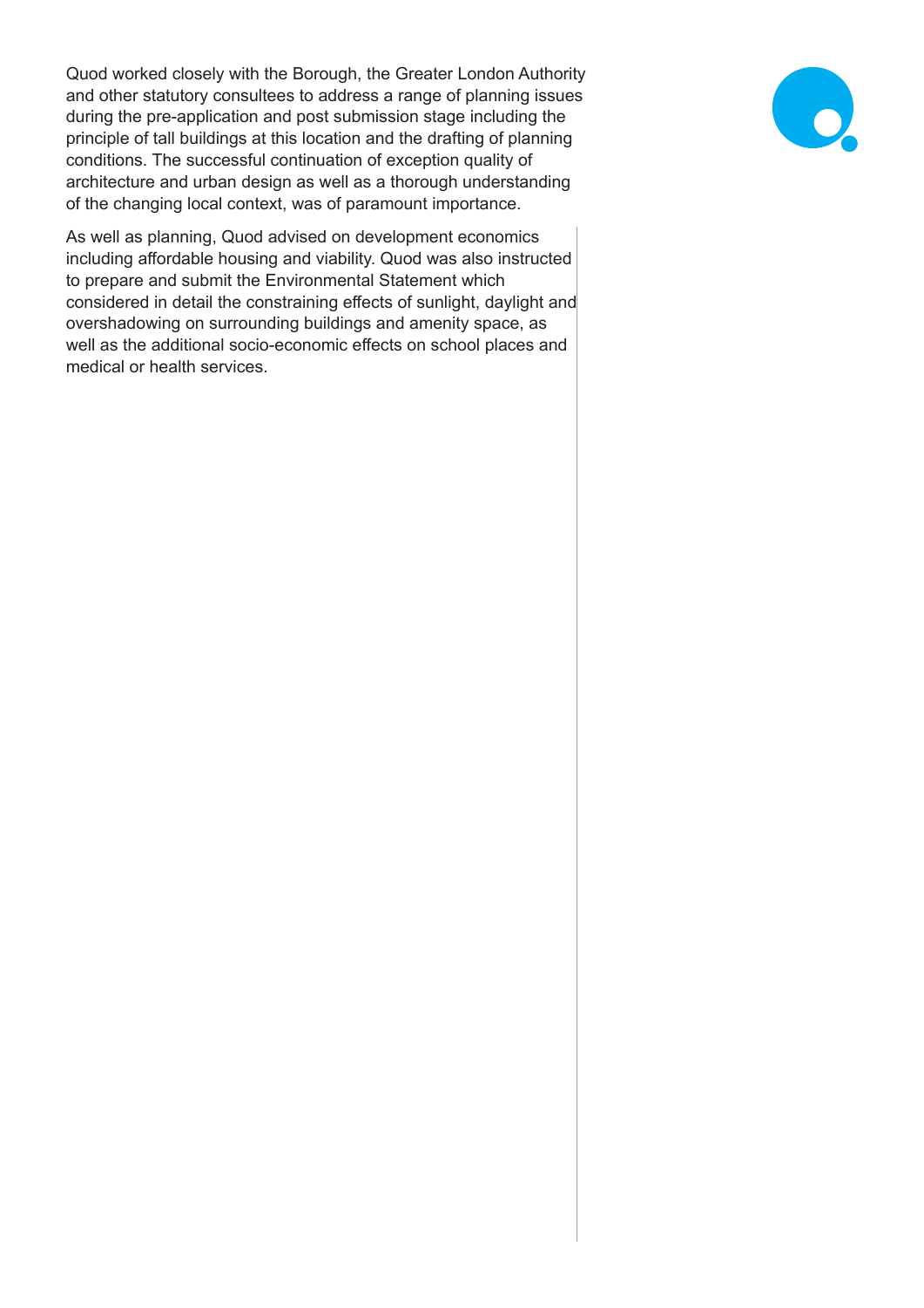Quod worked closely with the Borough, the Greater London Authority and other statutory consultees to address a range of planning issues during the pre-application and post submission stage including the principle of tall buildings at this location and the drafting of planning conditions. The successful continuation of exception quality of architecture and urban design as well as a thorough understanding of the changing local context, was of paramount importance.

As well as planning, Quod advised on development economics including affordable housing and viability. Quod was also instructed to prepare and submit the Environmental Statement which considered in detail the constraining effects of sunlight, daylight and overshadowing on surrounding buildings and amenity space, as well as the additional socio-economic effects on school places and medical or health services.